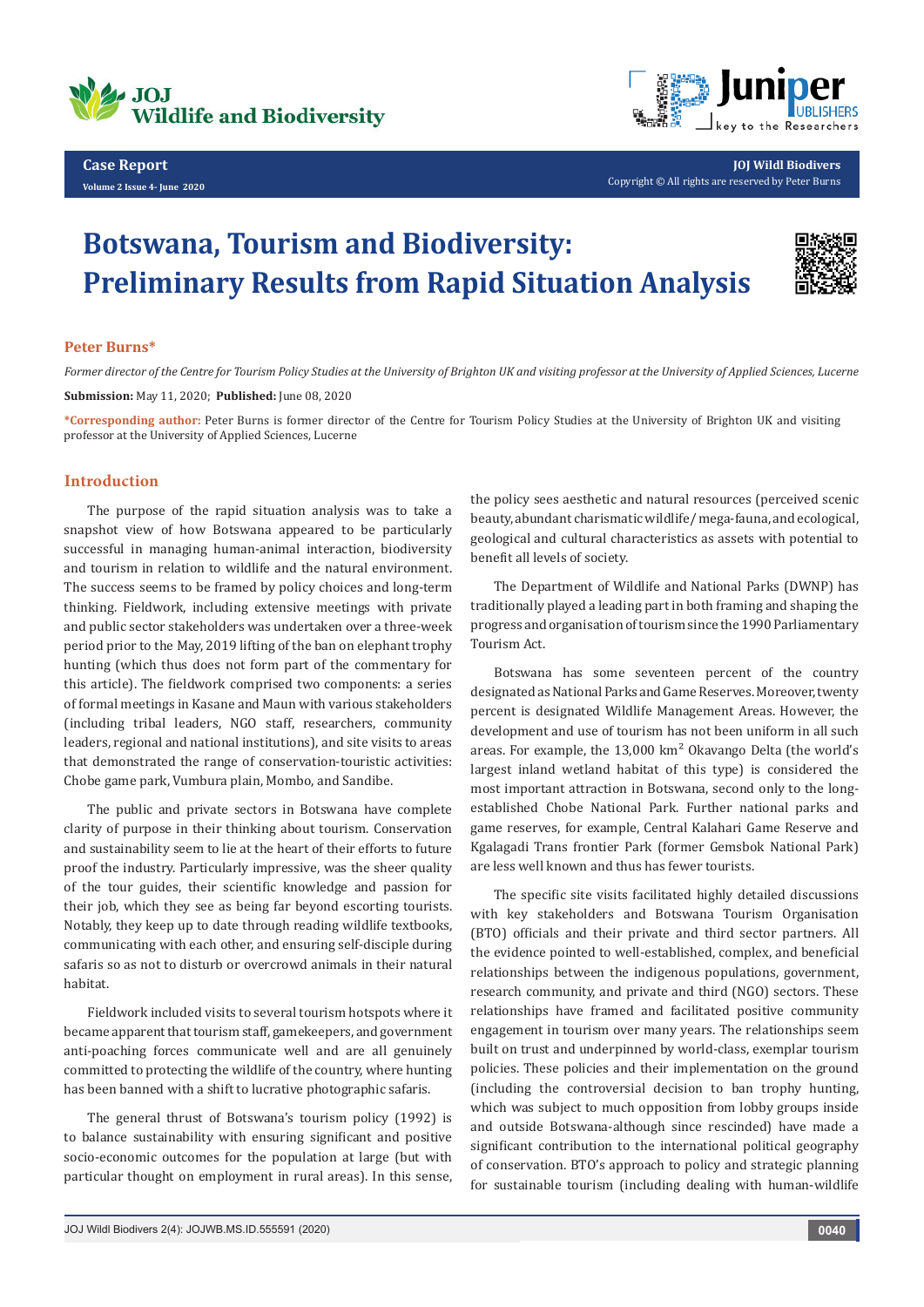Case Report

# Botswana, Tourism and Biodiversity: Preliminary Results from Rapid Situation Analysis

**Peter Burns***

*Former director of the Centre for Tourism Policy Studies at the University of Brighton UK and visiting professor at the University of Applied Sciences, Lucerne*

**Submission:** May 11, 2020; **Published:** June 08, 2020

***Corresponding author:** Peter Burns is former director of the Centre for Tourism Policy Studies at the University of Brighton UK and visiting professor at the University of Applied Sciences, Lucerne

## Introduction

The purpose of the rapid situation analysis was to take a snapshot view of how Botswana appeared to be particularly successful in managing human-animal interaction, biodiversity and tourism in relation to wildlife and the natural environment. The success seems to be framed by policy choices and long-term thinking. Fieldwork, including extensive meetings with private and public sector stakeholders was undertaken over a three-week period prior to the May, 2019 lifting of the ban on elephant trophy hunting (which thus does not form part of the commentary for this article). The fieldwork comprised two components: a series of formal meetings in Kasane and Maun with various stakeholders (including tribal leaders, NGO staff, researchers, community leaders, regional and national institutions), and site visits to areas that demonstrated the range of conservation-touristic activities: Chobe game park, Vumbura plain, Mombo, and Sandibe.

The public and private sectors in Botswana have complete clarity of purpose in their thinking about tourism. Conservation and sustainability seem to lie at the heart of their efforts to future proof the industry. Particularly impressive, was the sheer quality of the tour guides, their scientific knowledge and passion for their job, which they see as being far beyond escorting tourists. Notably, they keep up to date through reading wildlife textbooks, communicating with each other, and ensuring self-disciple during safaris so as not to disturb or overcrowd animals in their natural habitat.

Fieldwork included visits to several tourism hotspots where it became apparent that tourism staff, gamekeepers, and government anti-poaching forces communicate well and are all genuinely committed to protecting the wildlife of the country, where hunting has been banned with a shift to lucrative photographic safaris.

The general thrust of Botswana's tourism policy (1992) is to balance sustainability with ensuring significant and positive socio-economic outcomes for the population at large (but with particular thought on employment in rural areas). In this sense, the policy sees aesthetic and natural resources (perceived scenic beauty, abundant charismatic wildlife/ mega-fauna, and ecological, geological and cultural characteristics as assets with potential to benefit all levels of society.

The Department of Wildlife and National Parks (DWNP) has traditionally played a leading part in both framing and shaping the progress and organisation of tourism since the 1990 Parliamentary Tourism Act.

Botswana has some seventeen percent of the country designated as National Parks and Game Reserves. Moreover, twenty percent is designated Wildlife Management Areas. However, the development and use of tourism has not been uniform in all such areas. For example, the 13,000 km$^2$ Okavango Delta (the world's largest inland wetland habitat of this type) is considered the most important attraction in Botswana, second only to the long-established Chobe National Park. Further national parks and game reserves, for example, Central Kalahari Game Reserve and Kgalagadi Trans frontier Park (former Gemsbok National Park) are less well known and thus has fewer tourists.

The specific site visits facilitated highly detailed discussions with key stakeholders and Botswana Tourism Organisation (BTO) officials and their private and third sector partners. All the evidence pointed to well-established, complex, and beneficial relationships between the indigenous populations, government, research community, and private and third (NGO) sectors. These relationships have framed and facilitated positive community engagement in tourism over many years. The relationships seem built on trust and underpinned by world-class, exemplar tourism policies. These policies and their implementation on the ground (including the controversial decision to ban trophy hunting, which was subject to much opposition from lobby groups inside and outside Botswana-although since rescinded) have made a significant contribution to the international political geography of conservation. BTO's approach to policy and strategic planning for sustainable tourism (including dealing with human-wildlife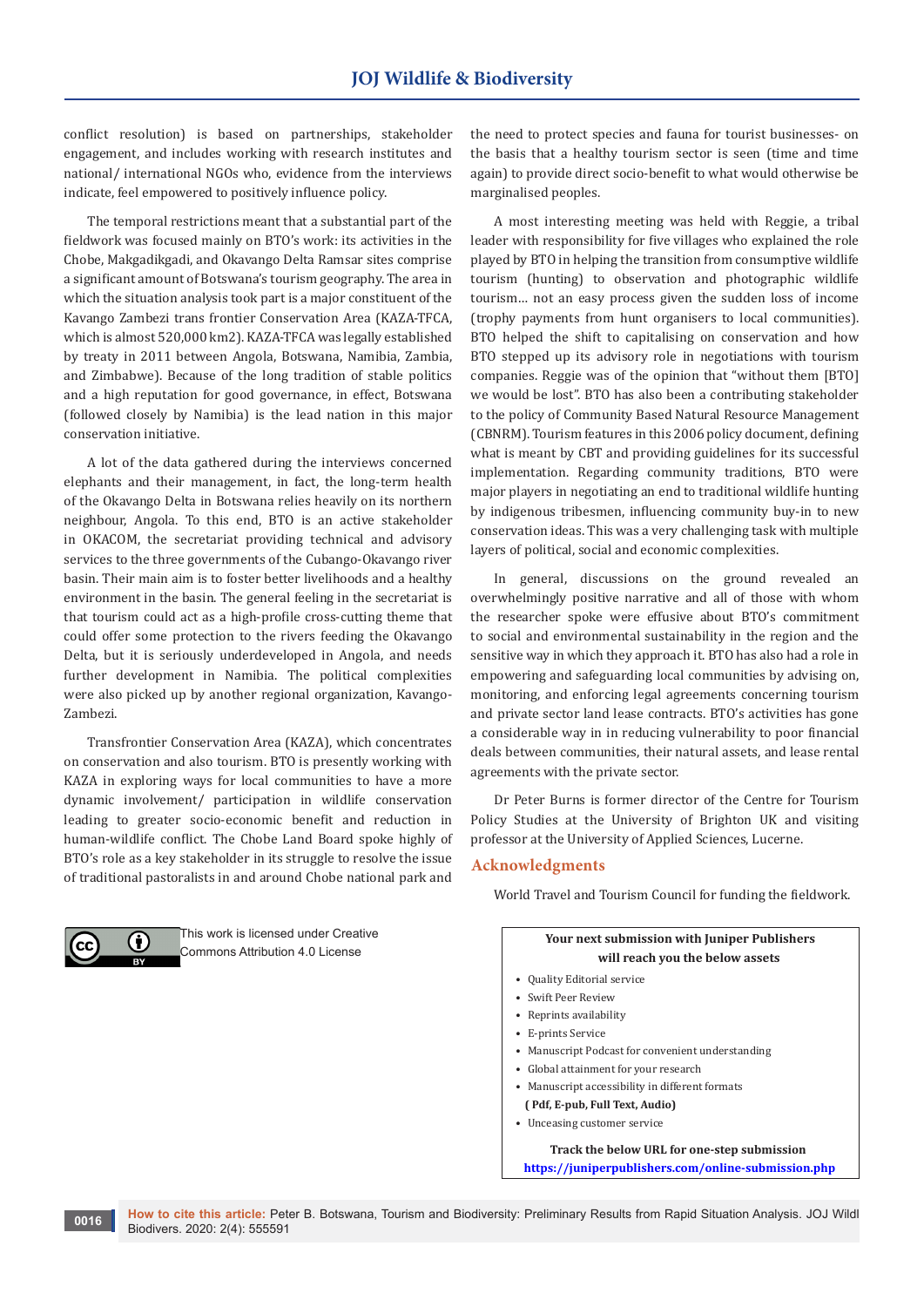conflict resolution) is based on partnerships, stakeholder engagement, and includes working with research institutes and national/ international NGOs who, evidence from the interviews indicate, feel empowered to positively influence policy.

The temporal restrictions meant that a substantial part of the fieldwork was focused mainly on BTO's work: its activities in the Chobe, Makgadikgadi, and Okavango Delta Ramsar sites comprise a significant amount of Botswana's tourism geography. The area in which the situation analysis took part is a major constituent of the Kavango Zambezi trans frontier Conservation Area (KAZA-TFCA, which is almost 520,000 km2). KAZA-TFCA was legally established by treaty in 2011 between Angola, Botswana, Namibia, Zambia, and Zimbabwe). Because of the long tradition of stable politics and a high reputation for good governance, in effect, Botswana (followed closely by Namibia) is the lead nation in this major conservation initiative.

A lot of the data gathered during the interviews concerned elephants and their management, in fact, the long-term health of the Okavango Delta in Botswana relies heavily on its northern neighbour, Angola. To this end, BTO is an active stakeholder in OKACOM, the secretariat providing technical and advisory services to the three governments of the Cubango-Okavango river basin. Their main aim is to foster better livelihoods and a healthy environment in the basin. The general feeling in the secretariat is that tourism could act as a high-profile cross-cutting theme that could offer some protection to the rivers feeding the Okavango Delta, but it is seriously underdeveloped in Angola, and needs further development in Namibia. The political complexities were also picked up by another regional organization, Kavango-Zambezi.

Transfrontier Conservation Area (KAZA), which concentrates on conservation and also tourism. BTO is presently working with KAZA in exploring ways for local communities to have a more dynamic involvement/ participation in wildlife conservation leading to greater socio-economic benefit and reduction in human-wildlife conflict. The Chobe Land Board spoke highly of BTO's role as a key stakeholder in its struggle to resolve the issue of traditional pastoralists in and around Chobe national park and the need to protect species and fauna for tourist businesses- on the basis that a healthy tourism sector is seen (time and time again) to provide direct socio-benefit to what would otherwise be marginalised peoples.

A most interesting meeting was held with Reggie, a tribal leader with responsibility for five villages who explained the role played by BTO in helping the transition from consumptive wildlife tourism (hunting) to observation and photographic wildlife tourism... not an easy process given the sudden loss of income (trophy payments from hunt organisers to local communities). BTO helped the shift to capitalising on conservation and how BTO stepped up its advisory role in negotiations with tourism companies. Reggie was of the opinion that "without them [BTO] we would be lost". BTO has also been a contributing stakeholder to the policy of Community Based Natural Resource Management (CBNRM). Tourism features in this 2006 policy document, defining what is meant by CBT and providing guidelines for its successful implementation. Regarding community traditions, BTO were major players in negotiating an end to traditional wildlife hunting by indigenous tribesmen, influencing community buy-in to new conservation ideas. This was a very challenging task with multiple layers of political, social and economic complexities.

In general, discussions on the ground revealed an overwhelmingly positive narrative and all of those with whom the researcher spoke were effusive about BTO's commitment to social and environmental sustainability in the region and the sensitive way in which they approach it. BTO has also had a role in empowering and safeguarding local communities by advising on, monitoring, and enforcing legal agreements concerning tourism and private sector land lease contracts. BTO's activities has gone a considerable way in in reducing vulnerability to poor financial deals between communities, their natural assets, and lease rental agreements with the private sector.

Dr Peter Burns is former director of the Centre for Tourism Policy Studies at the University of Brighton UK and visiting professor at the University of Applied Sciences, Lucerne.

## Acknowledgments

World Travel and Tourism Council for funding the fieldwork.

This work is licensed under Creative Commons Attribution 4.0 License

**Your next submission with Juniper Publishers will reach you the below assets**

- Quality Editorial service
- Swift Peer Review
- Reprints availability
- E-prints Service
- Manuscript Podcast for convenient understanding
- Global attainment for your research
- Manuscript accessibility in different formats
  **( Pdf, E-pub, Full Text, Audio)**
- Unceasing customer service

**Track the below URL for one-step submission**
https://juniperpublishers.com/online-submission.php